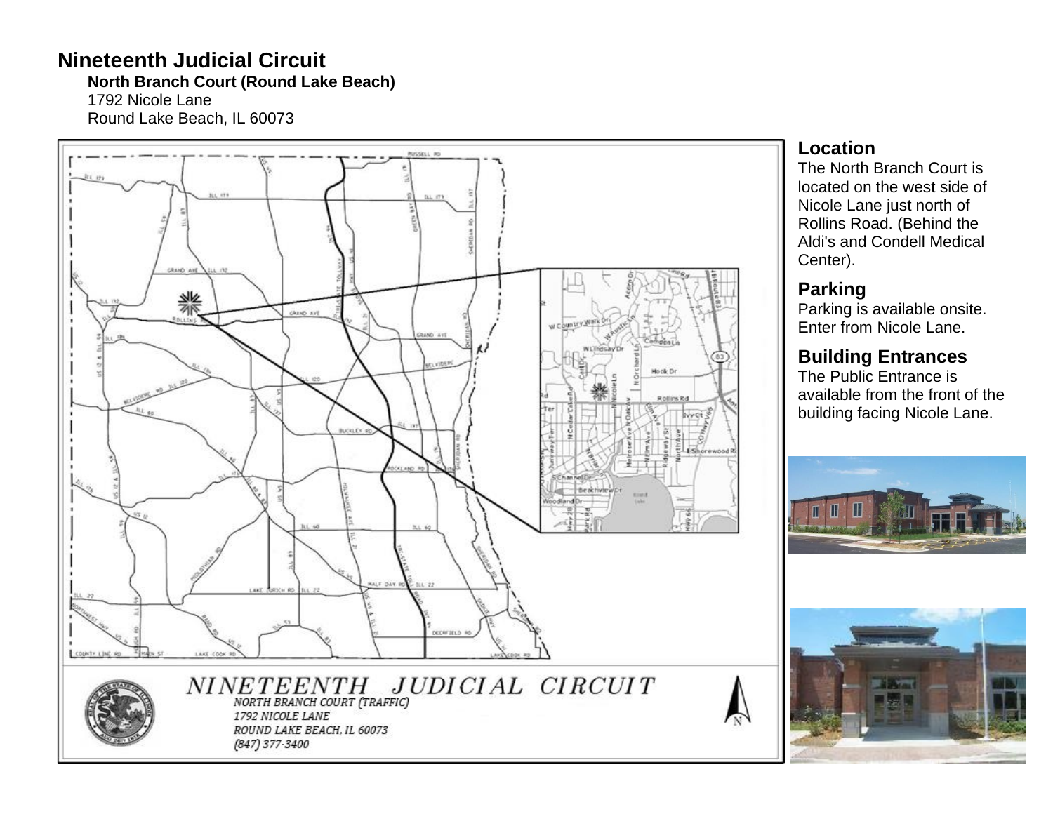# Nineteenth Judicial Circuit

**North Branch Court (Round Lake Beach)**
1792 Nicole Lane
Round Lake Beach, IL 60073

NINETEENTH JUDICIAL CIRCUIT
NORTH BRANCH COURT (TRAFFIC)
1792 NICOLE LANE
ROUND LAKE BEACH, IL 60073
(847) 377-3400

## Location

The North Branch Court is located on the west side of Nicole Lane just north of Rollins Road. (Behind the Aldi's and Condell Medical Center).

## Parking

Parking is available onsite. Enter from Nicole Lane.

## Building Entrances

The Public Entrance is available from the front of the building facing Nicole Lane.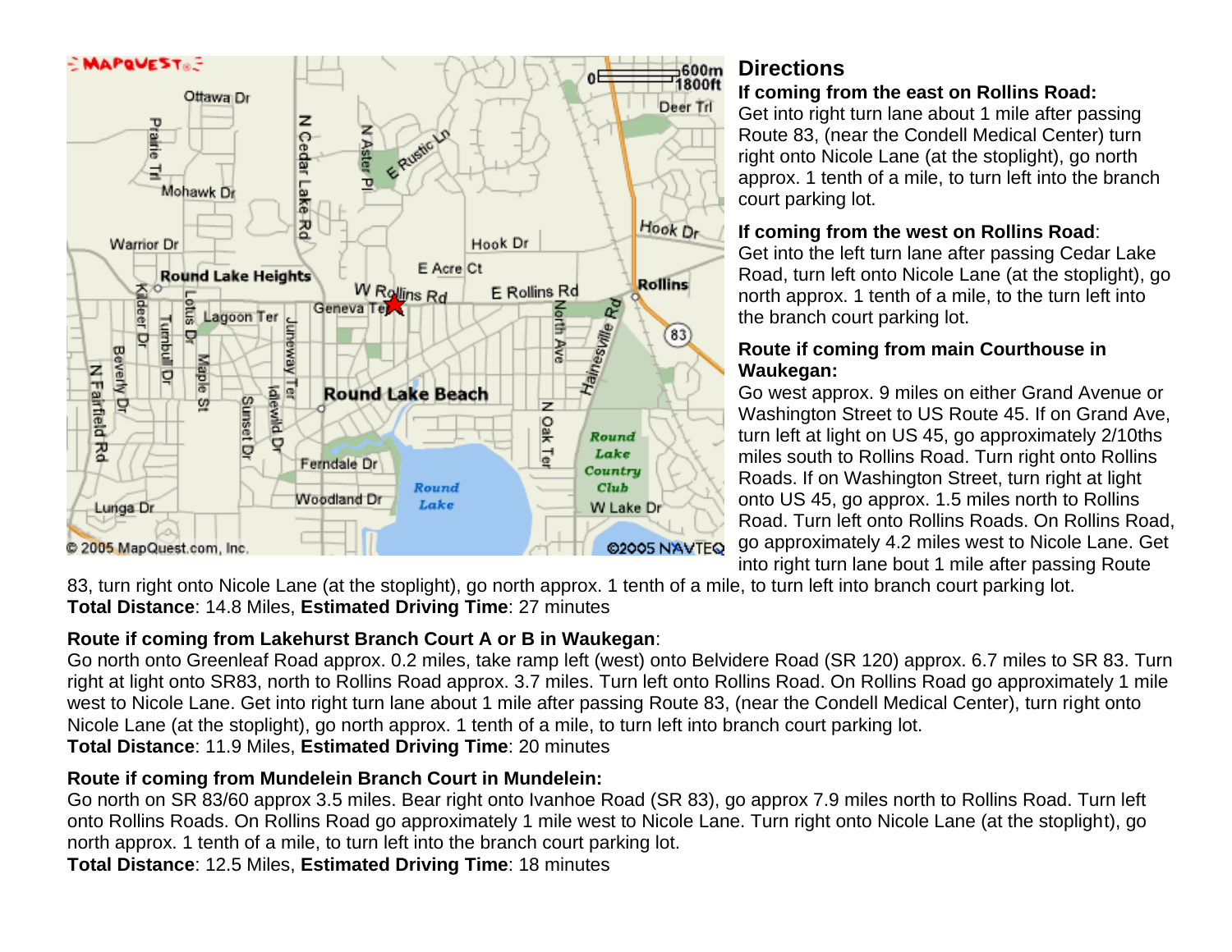## Directions

**If coming from the east on Rollins Road:**
Get into right turn lane about 1 mile after passing Route 83, (near the Condell Medical Center) turn right onto Nicole Lane (at the stoplight), go north approx. 1 tenth of a mile, to turn left into the branch court parking lot.

**If coming from the west on Rollins Road**:
Get into the left turn lane after passing Cedar Lake Road, turn left onto Nicole Lane (at the stoplight), go north approx. 1 tenth of a mile, to the turn left into the branch court parking lot.

**Route if coming from main Courthouse in Waukegan:**
Go west approx. 9 miles on either Grand Avenue or Washington Street to US Route 45. If on Grand Ave, turn left at light on US 45, go approximately 2/10ths miles south to Rollins Road. Turn right onto Rollins Roads. If on Washington Street, turn right at light onto US 45, go approx. 1.5 miles north to Rollins Road. Turn left onto Rollins Roads. On Rollins Road, go approximately 4.2 miles west to Nicole Lane. Get into right turn lane bout 1 mile after passing Route 83, turn right onto Nicole Lane (at the stoplight), go north approx. 1 tenth of a mile, to turn left into branch court parking lot.
**Total Distance**: 14.8 Miles, **Estimated Driving Time**: 27 minutes

**Route if coming from Lakehurst Branch Court A or B in Waukegan**:
Go north onto Greenleaf Road approx. 0.2 miles, take ramp left (west) onto Belvidere Road (SR 120) approx. 6.7 miles to SR 83. Turn right at light onto SR83, north to Rollins Road approx. 3.7 miles. Turn left onto Rollins Road. On Rollins Road go approximately 1 mile west to Nicole Lane. Get into right turn lane about 1 mile after passing Route 83, (near the Condell Medical Center), turn right onto Nicole Lane (at the stoplight), go north approx. 1 tenth of a mile, to turn left into branch court parking lot.
**Total Distance**: 11.9 Miles, **Estimated Driving Time**: 20 minutes

**Route if coming from Mundelein Branch Court in Mundelein:**
Go north on SR 83/60 approx 3.5 miles. Bear right onto Ivanhoe Road (SR 83), go approx 7.9 miles north to Rollins Road. Turn left onto Rollins Roads. On Rollins Road go approximately 1 mile west to Nicole Lane. Turn right onto Nicole Lane (at the stoplight), go north approx. 1 tenth of a mile, to turn left into the branch court parking lot.
**Total Distance**: 12.5 Miles, **Estimated Driving Time**: 18 minutes